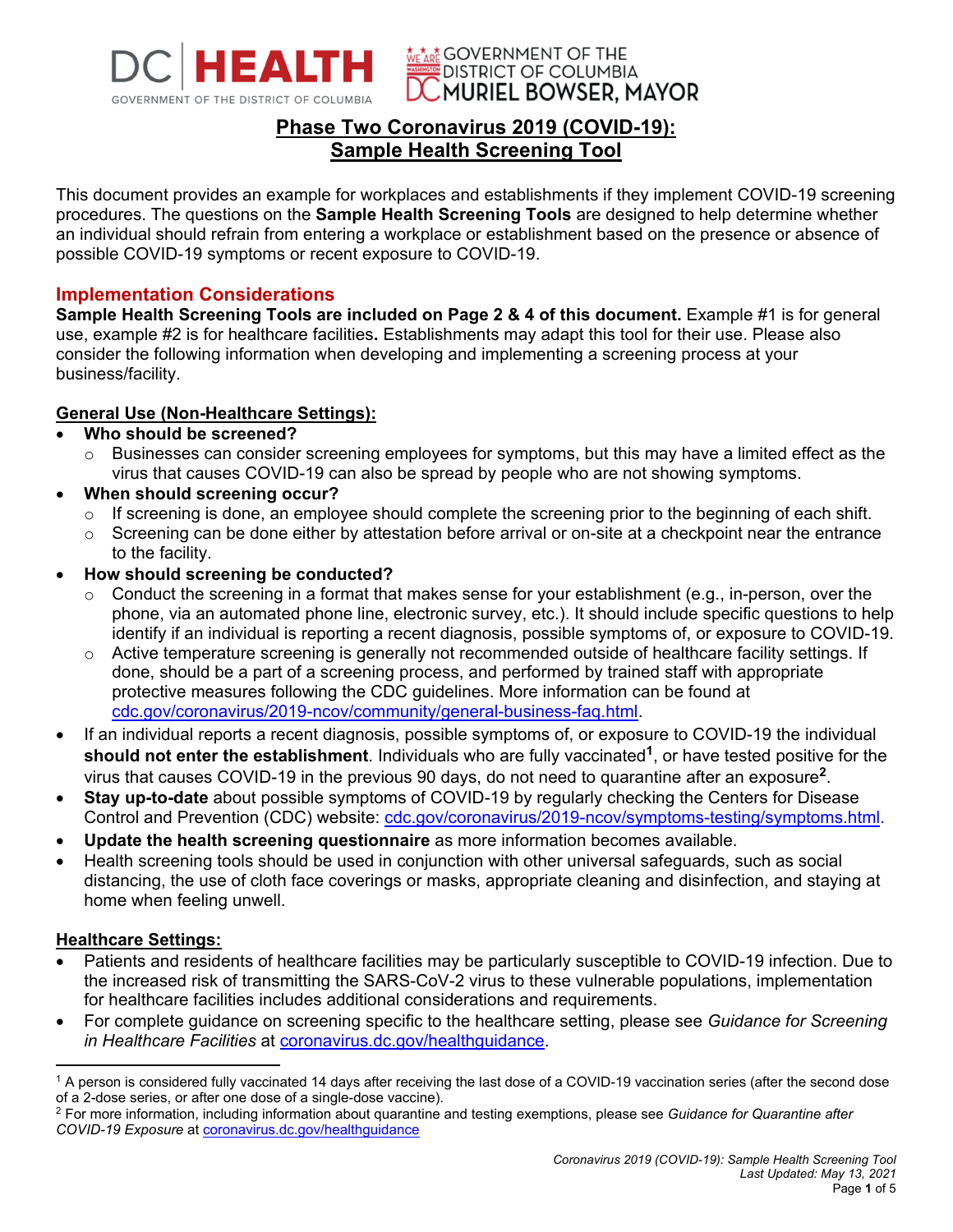DC | HEALTH
GOVERNMENT OF THE DISTRICT OF COLUMBIA

GOVERNMENT OF THE DISTRICT OF COLUMBIA
MURIEL BOWSER, MAYOR

# Phase Two Coronavirus 2019 (COVID-19): Sample Health Screening Tool

This document provides an example for workplaces and establishments if they implement COVID-19 screening procedures. The questions on the **Sample Health Screening Tools** are designed to help determine whether an individual should refrain from entering a workplace or establishment based on the presence or absence of possible COVID-19 symptoms or recent exposure to COVID-19.

## Implementation Considerations

**Sample Health Screening Tools are included on Page 2 & 4 of this document.** Example #1 is for general use, example #2 is for healthcare facilities**.** Establishments may adapt this tool for their use. Please also consider the following information when developing and implementing a screening process at your business/facility.

### General Use (Non-Healthcare Settings):

- **Who should be screened?**
  - Businesses can consider screening employees for symptoms, but this may have a limited effect as the virus that causes COVID-19 can also be spread by people who are not showing symptoms.
- **When should screening occur?**
  - If screening is done, an employee should complete the screening prior to the beginning of each shift.
  - Screening can be done either by attestation before arrival or on-site at a checkpoint near the entrance to the facility.
- **How should screening be conducted?**
  - Conduct the screening in a format that makes sense for your establishment (e.g., in-person, over the phone, via an automated phone line, electronic survey, etc.). It should include specific questions to help identify if an individual is reporting a recent diagnosis, possible symptoms of, or exposure to COVID-19.
  - Active temperature screening is generally not recommended outside of healthcare facility settings. If done, should be a part of a screening process, and performed by trained staff with appropriate protective measures following the CDC guidelines. More information can be found at cdc.gov/coronavirus/2019-ncov/community/general-business-faq.html.
- If an individual reports a recent diagnosis, possible symptoms of, or exposure to COVID-19 the individual **should not enter the establishment**. Individuals who are fully vaccinated[1], or have tested positive for the virus that causes COVID-19 in the previous 90 days, do not need to quarantine after an exposure[2].
- **Stay up-to-date** about possible symptoms of COVID-19 by regularly checking the Centers for Disease Control and Prevention (CDC) website: cdc.gov/coronavirus/2019-ncov/symptoms-testing/symptoms.html.
- **Update the health screening questionnaire** as more information becomes available.
- Health screening tools should be used in conjunction with other universal safeguards, such as social distancing, the use of cloth face coverings or masks, appropriate cleaning and disinfection, and staying at home when feeling unwell.

### Healthcare Settings:

- Patients and residents of healthcare facilities may be particularly susceptible to COVID-19 infection. Due to the increased risk of transmitting the SARS-CoV-2 virus to these vulnerable populations, implementation for healthcare facilities includes additional considerations and requirements.
- For complete guidance on screening specific to the healthcare setting, please see *Guidance for Screening in Healthcare Facilities* at coronavirus.dc.gov/healthguidance.

---

[1] A person is considered fully vaccinated 14 days after receiving the last dose of a COVID-19 vaccination series (after the second dose of a 2-dose series, or after one dose of a single-dose vaccine).

[2] For more information, including information about quarantine and testing exemptions, please see *Guidance for Quarantine after COVID-19 Exposure* at coronavirus.dc.gov/healthguidance

*Coronavirus 2019 (COVID-19): Sample Health Screening Tool*
*Last Updated: May 13, 2021*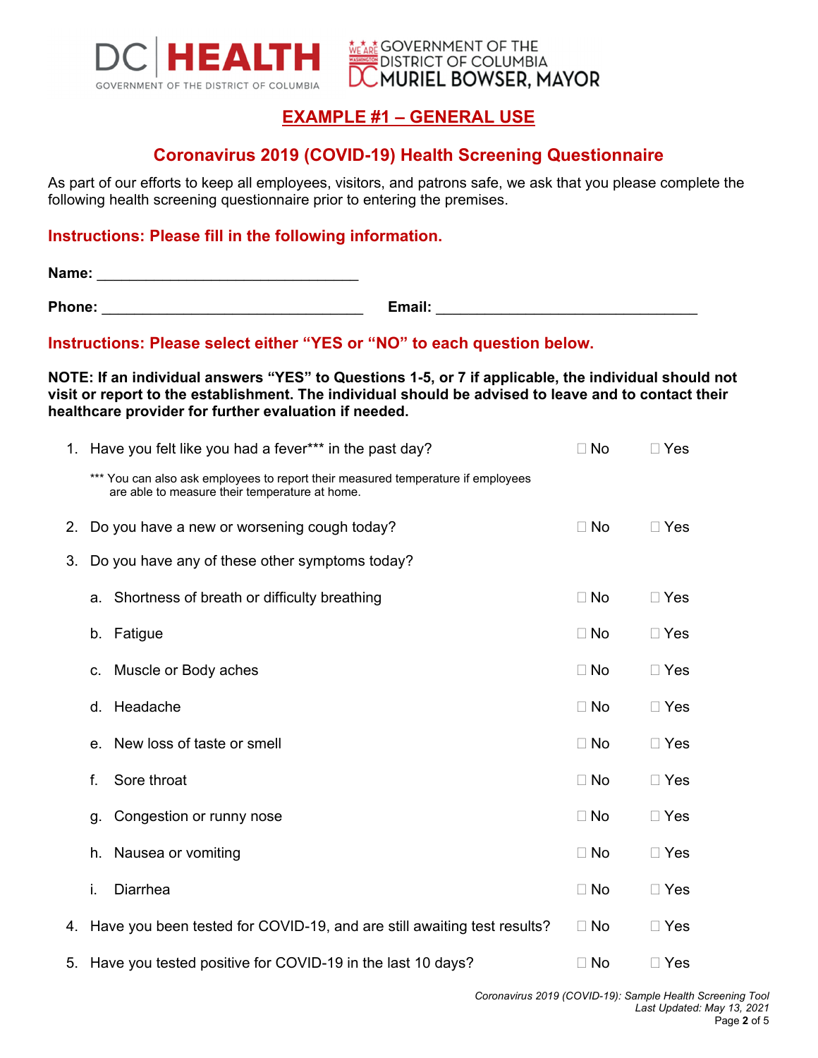DC HEALTH
GOVERNMENT OF THE DISTRICT OF COLUMBIA

GOVERNMENT OF THE DISTRICT OF COLUMBIA
MURIEL BOWSER, MAYOR

## EXAMPLE #1 – GENERAL USE

## Coronavirus 2019 (COVID-19) Health Screening Questionnaire

As part of our efforts to keep all employees, visitors, and patrons safe, we ask that you please complete the following health screening questionnaire prior to entering the premises.

### Instructions: Please fill in the following information.

**Name:** ________________________________

**Phone:** ________________________________ **Email:** ________________________________

### Instructions: Please select either "YES or "NO" to each question below.

**NOTE: If an individual answers "YES" to Questions 1-5, or 7 if applicable, the individual should not visit or report to the establishment. The individual should be advised to leave and to contact their healthcare provider for further evaluation if needed.**

1. Have you felt like you had a fever*** in the past day? ☐ No ☐ Yes

   *** You can also ask employees to report their measured temperature if employees are able to measure their temperature at home.

2. Do you have a new or worsening cough today? ☐ No ☐ Yes

3. Do you have any of these other symptoms today?

   a. Shortness of breath or difficulty breathing ☐ No ☐ Yes

   b. Fatigue ☐ No ☐ Yes

   c. Muscle or Body aches ☐ No ☐ Yes

   d. Headache ☐ No ☐ Yes

   e. New loss of taste or smell ☐ No ☐ Yes

   f. Sore throat ☐ No ☐ Yes

   g. Congestion or runny nose ☐ No ☐ Yes

   h. Nausea or vomiting ☐ No ☐ Yes

   i. Diarrhea ☐ No ☐ Yes

4. Have you been tested for COVID-19, and are still awaiting test results? ☐ No ☐ Yes

5. Have you tested positive for COVID-19 in the last 10 days? ☐ No ☐ Yes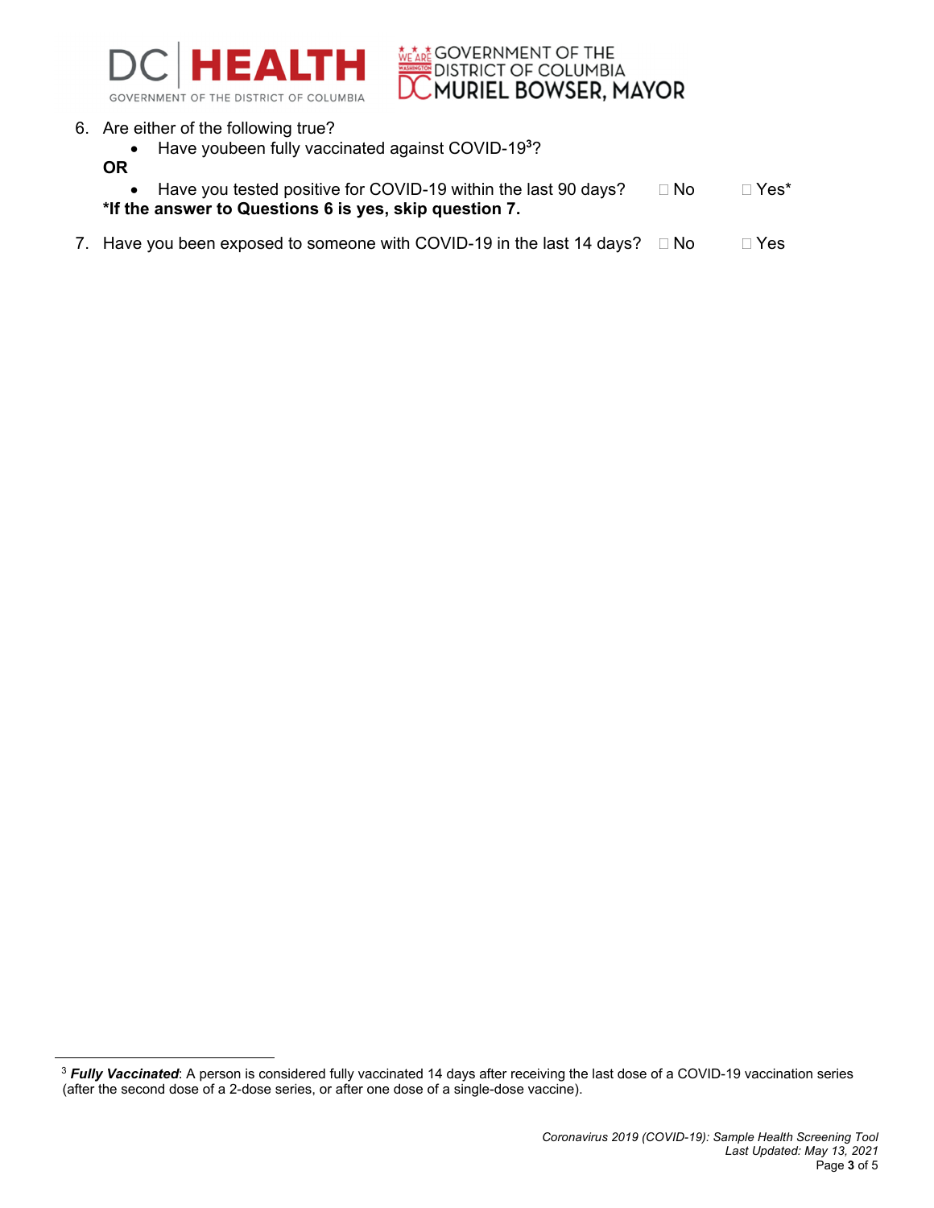6. Are either of the following true?
   - Have youbeen fully vaccinated against COVID-19[3]?

   **OR**

   - Have you tested positive for COVID-19 within the last 90 days? ☐ No ☐ Yes*

   **\*If the answer to Questions 6 is yes, skip question 7.**

7. Have you been exposed to someone with COVID-19 in the last 14 days? ☐ No ☐ Yes

---

[3] ***Fully Vaccinated***: A person is considered fully vaccinated 14 days after receiving the last dose of a COVID-19 vaccination series (after the second dose of a 2-dose series, or after one dose of a single-dose vaccine).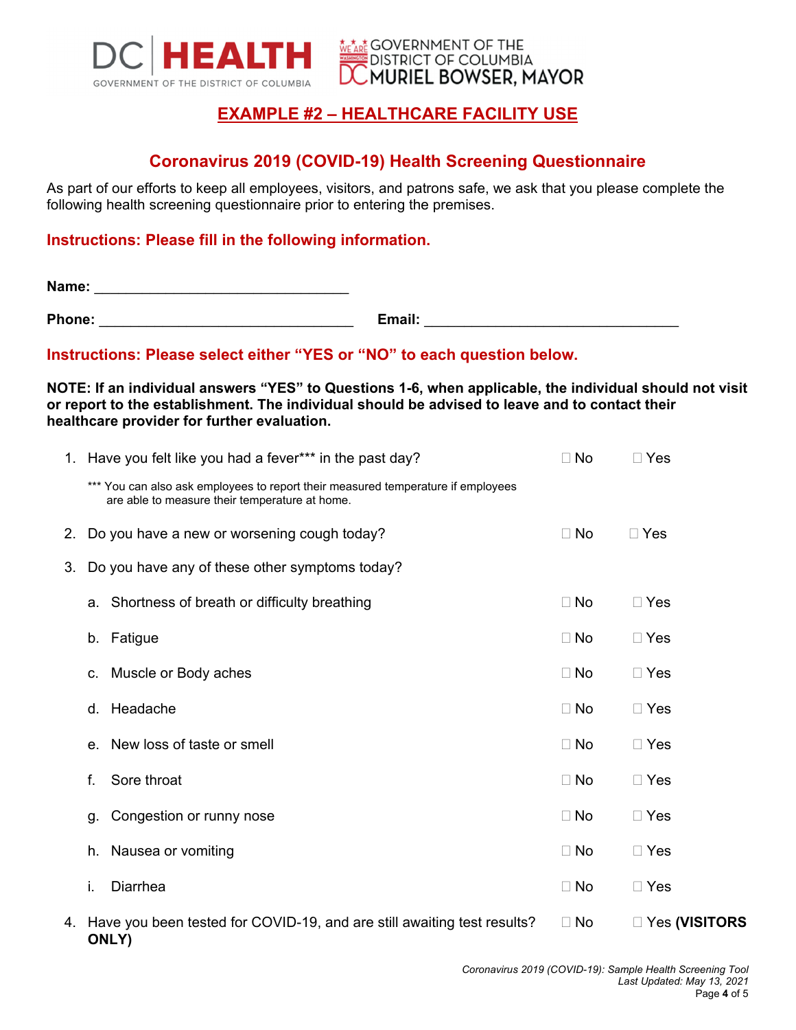## EXAMPLE #2 – HEALTHCARE FACILITY USE

### Coronavirus 2019 (COVID-19) Health Screening Questionnaire

As part of our efforts to keep all employees, visitors, and patrons safe, we ask that you please complete the following health screening questionnaire prior to entering the premises.

**Instructions: Please fill in the following information.**

**Name:** ________________________________

**Phone:** ________________________________ **Email:** ________________________________

**Instructions: Please select either "YES or "NO" to each question below.**

**NOTE: If an individual answers "YES" to Questions 1-6, when applicable, the individual should not visit or report to the establishment. The individual should be advised to leave and to contact their healthcare provider for further evaluation.**

1. Have you felt like you had a fever*** in the past day? ☐ No ☐ Yes

   *** You can also ask employees to report their measured temperature if employees are able to measure their temperature at home.

2. Do you have a new or worsening cough today? ☐ No ☐ Yes

3. Do you have any of these other symptoms today?

   a. Shortness of breath or difficulty breathing ☐ No ☐ Yes

   b. Fatigue ☐ No ☐ Yes

   c. Muscle or Body aches ☐ No ☐ Yes

   d. Headache ☐ No ☐ Yes

   e. New loss of taste or smell ☐ No ☐ Yes

   f. Sore throat ☐ No ☐ Yes

   g. Congestion or runny nose ☐ No ☐ Yes

   h. Nausea or vomiting ☐ No ☐ Yes

   i. Diarrhea ☐ No ☐ Yes

4. Have you been tested for COVID-19, and are still awaiting test results? ☐ No ☐ Yes **(VISITORS ONLY)**

*Coronavirus 2019 (COVID-19): Sample Health Screening Tool*
*Last Updated: May 13, 2021*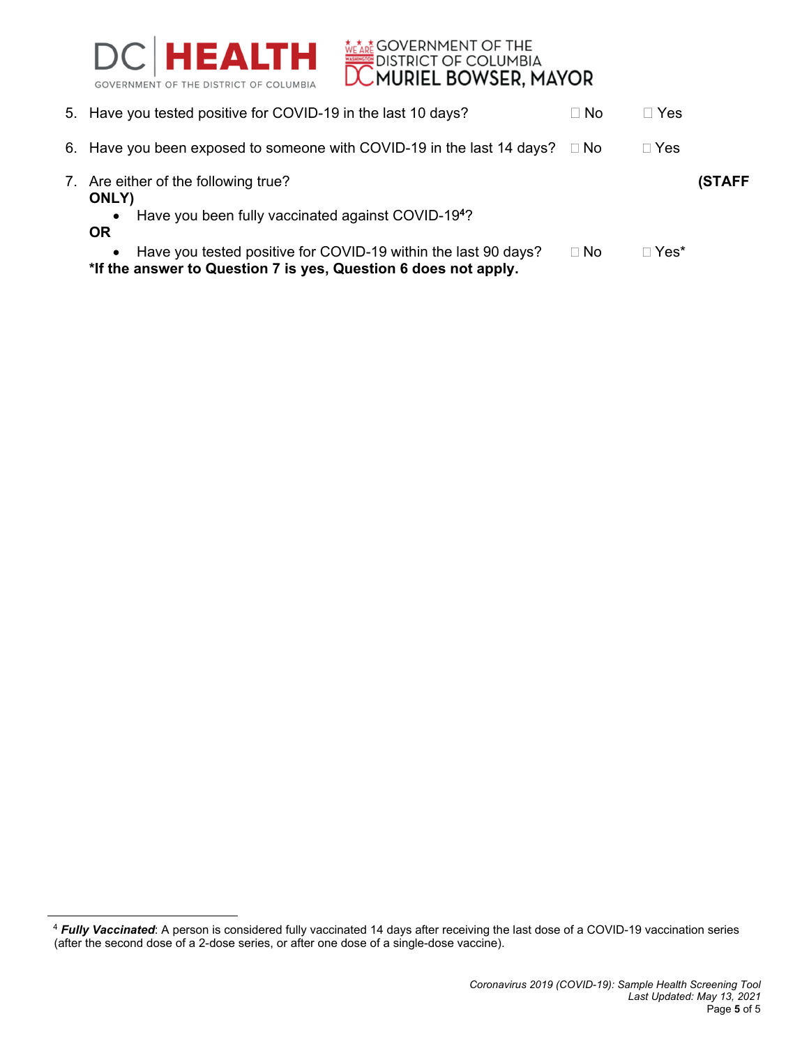5. Have you tested positive for COVID-19 in the last 10 days? ☐ No ☐ Yes

6. Have you been exposed to someone with COVID-19 in the last 14 days? ☐ No ☐ Yes

7. Are either of the following true? **(STAFF ONLY)**
   - Have you been fully vaccinated against COVID-19[4]?

   **OR**

   - Have you tested positive for COVID-19 within the last 90 days? ☐ No ☐ Yes*

   ***If the answer to Question 7 is yes, Question 6 does not apply.**

---

[4] ***Fully Vaccinated***: A person is considered fully vaccinated 14 days after receiving the last dose of a COVID-19 vaccination series (after the second dose of a 2-dose series, or after one dose of a single-dose vaccine).